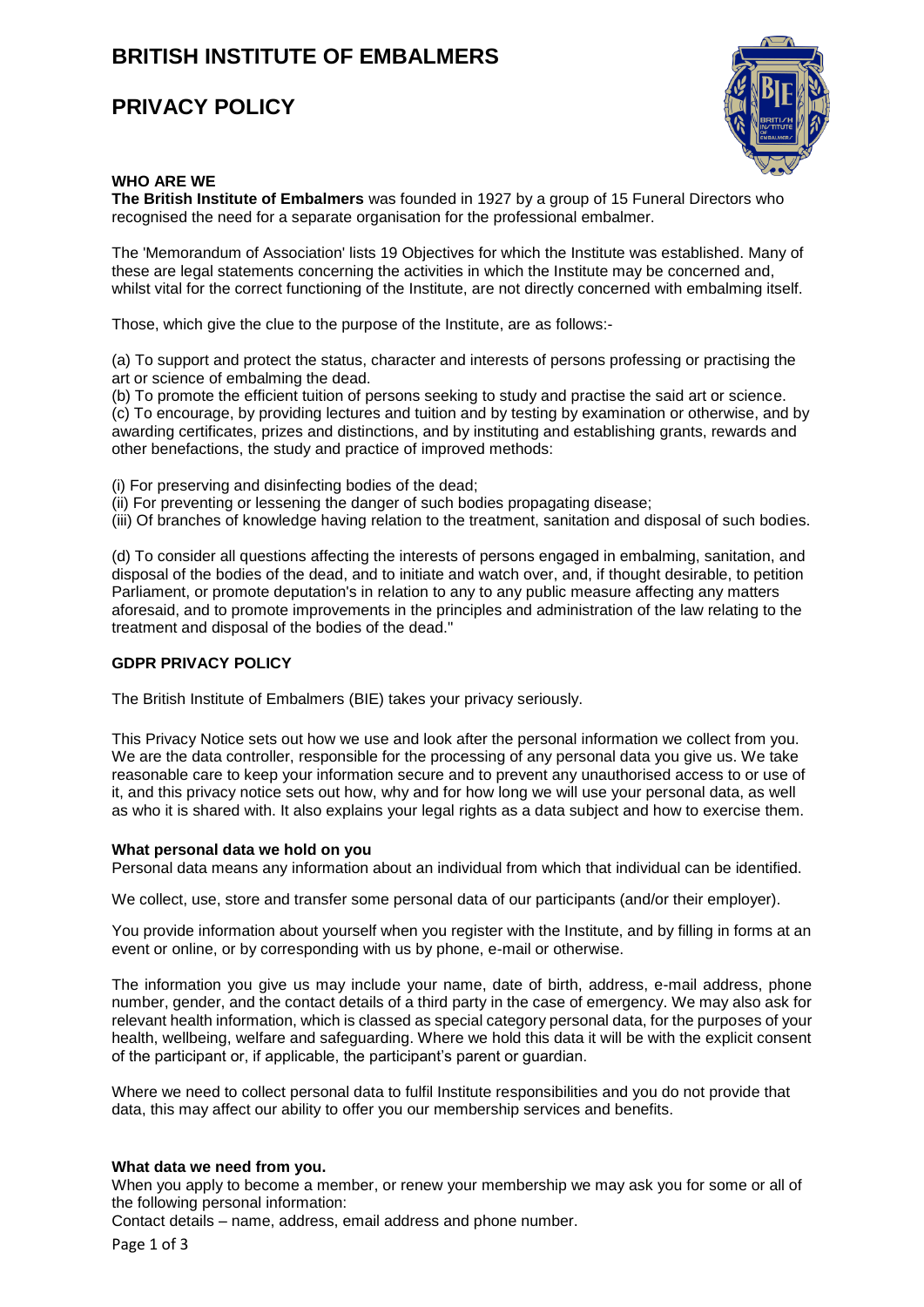# BRITISH INSTITUTE OF EMBALMERS

# PRIVACY POLICY

**WHO ARE WE**

**The British Institute of Embalmers** was founded in 1927 by a group of 15 Funeral Directors who recognised the need for a separate organisation for the professional embalmer.

The 'Memorandum of Association' lists 19 Objectives for which the Institute was established. Many of these are legal statements concerning the activities in which the Institute may be concerned and, whilst vital for the correct functioning of the Institute, are not directly concerned with embalming itself.

Those, which give the clue to the purpose of the Institute, are as follows:-

(a) To support and protect the status, character and interests of persons professing or practising the art or science of embalming the dead.
(b) To promote the efficient tuition of persons seeking to study and practise the said art or science.
(c) To encourage, by providing lectures and tuition and by testing by examination or otherwise, and by awarding certificates, prizes and distinctions, and by instituting and establishing grants, rewards and other benefactions, the study and practice of improved methods:

(i) For preserving and disinfecting bodies of the dead;
(ii) For preventing or lessening the danger of such bodies propagating disease;
(iii) Of branches of knowledge having relation to the treatment, sanitation and disposal of such bodies.

(d) To consider all questions affecting the interests of persons engaged in embalming, sanitation, and disposal of the bodies of the dead, and to initiate and watch over, and, if thought desirable, to petition Parliament, or promote deputation's in relation to any to any public measure affecting any matters aforesaid, and to promote improvements in the principles and administration of the law relating to the treatment and disposal of the bodies of the dead."

**GDPR PRIVACY POLICY**

The British Institute of Embalmers (BIE) takes your privacy seriously.

This Privacy Notice sets out how we use and look after the personal information we collect from you. We are the data controller, responsible for the processing of any personal data you give us. We take reasonable care to keep your information secure and to prevent any unauthorised access to or use of it, and this privacy notice sets out how, why and for how long we will use your personal data, as well as who it is shared with. It also explains your legal rights as a data subject and how to exercise them.

**What personal data we hold on you**

Personal data means any information about an individual from which that individual can be identified.

We collect, use, store and transfer some personal data of our participants (and/or their employer).

You provide information about yourself when you register with the Institute, and by filling in forms at an event or online, or by corresponding with us by phone, e-mail or otherwise.

The information you give us may include your name, date of birth, address, e-mail address, phone number, gender, and the contact details of a third party in the case of emergency. We may also ask for relevant health information, which is classed as special category personal data, for the purposes of your health, wellbeing, welfare and safeguarding. Where we hold this data it will be with the explicit consent of the participant or, if applicable, the participant's parent or guardian.

Where we need to collect personal data to fulfil Institute responsibilities and you do not provide that data, this may affect our ability to offer you our membership services and benefits.

**What data we need from you.**

When you apply to become a member, or renew your membership we may ask you for some or all of the following personal information:

Contact details – name, address, email address and phone number.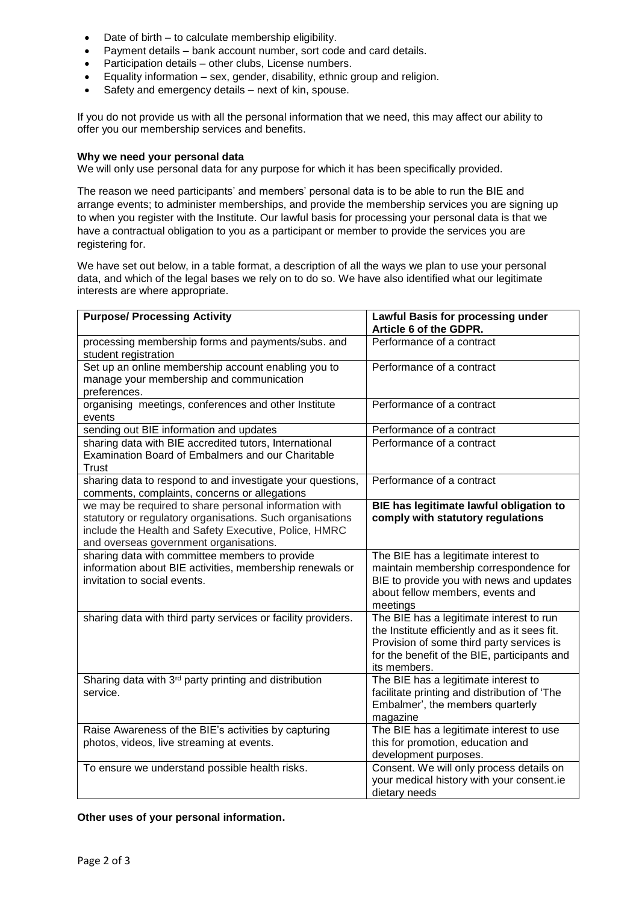- Date of birth – to calculate membership eligibility.
- Payment details – bank account number, sort code and card details.
- Participation details – other clubs, License numbers.
- Equality information – sex, gender, disability, ethnic group and religion.
- Safety and emergency details – next of kin, spouse.

If you do not provide us with all the personal information that we need, this may affect our ability to offer you our membership services and benefits.

**Why we need your personal data**

We will only use personal data for any purpose for which it has been specifically provided.

The reason we need participants' and members' personal data is to be able to run the BIE and arrange events; to administer memberships, and provide the membership services you are signing up to when you register with the Institute. Our lawful basis for processing your personal data is that we have a contractual obligation to you as a participant or member to provide the services you are registering for.

We have set out below, in a table format, a description of all the ways we plan to use your personal data, and which of the legal bases we rely on to do so. We have also identified what our legitimate interests are where appropriate.

| Purpose/ Processing Activity | Lawful Basis for processing under Article 6 of the GDPR. |
|---|---|
| processing membership forms and payments/subs. and student registration | Performance of a contract |
| Set up an online membership account enabling you to manage your membership and communication preferences. | Performance of a contract |
| organising meetings, conferences and other Institute events | Performance of a contract |
| sending out BIE information and updates | Performance of a contract |
| sharing data with BIE accredited tutors, International Examination Board of Embalmers and our Charitable Trust | Performance of a contract |
| sharing data to respond to and investigate your questions, comments, complaints, concerns or allegations | Performance of a contract |
| we may be required to share personal information with statutory or regulatory organisations. Such organisations include the Health and Safety Executive, Police, HMRC and overseas government organisations. | **BIE has legitimate lawful obligation to comply with statutory regulations** |
| sharing data with committee members to provide information about BIE activities, membership renewals or invitation to social events. | The BIE has a legitimate interest to maintain membership correspondence for BIE to provide you with news and updates about fellow members, events and meetings |
| sharing data with third party services or facility providers. | The BIE has a legitimate interest to run the Institute efficiently and as it sees fit. Provision of some third party services is for the benefit of the BIE, participants and its members. |
| Sharing data with 3rd party printing and distribution service. | The BIE has a legitimate interest to facilitate printing and distribution of 'The Embalmer', the members quarterly magazine |
| Raise Awareness of the BIE's activities by capturing photos, videos, live streaming at events. | The BIE has a legitimate interest to use this for promotion, education and development purposes. |
| To ensure we understand possible health risks. | Consent. We will only process details on your medical history with your consent.ie dietary needs |

**Other uses of your personal information.**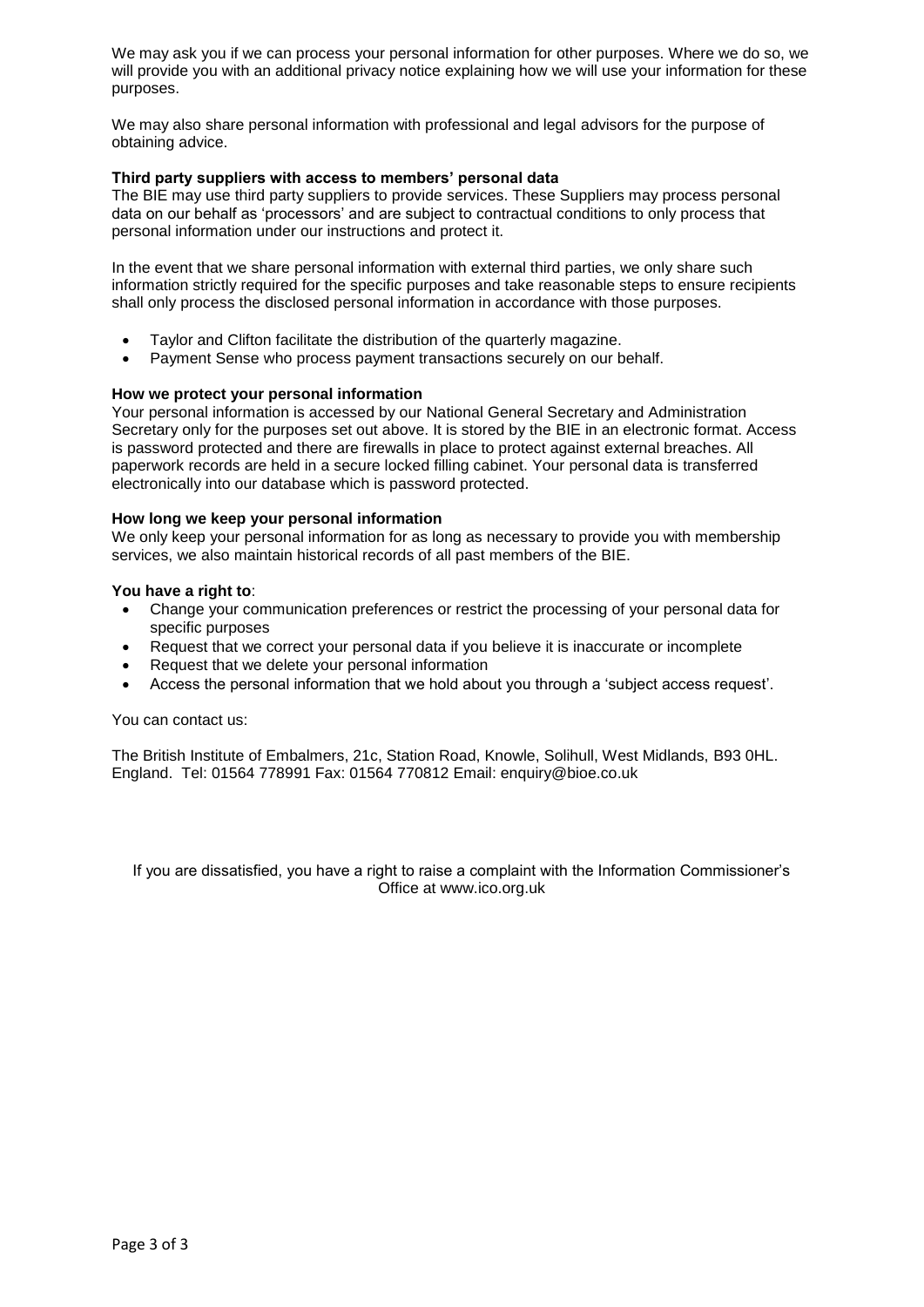We may ask you if we can process your personal information for other purposes. Where we do so, we will provide you with an additional privacy notice explaining how we will use your information for these purposes.

We may also share personal information with professional and legal advisors for the purpose of obtaining advice.

**Third party suppliers with access to members' personal data**

The BIE may use third party suppliers to provide services. These Suppliers may process personal data on our behalf as 'processors' and are subject to contractual conditions to only process that personal information under our instructions and protect it.

In the event that we share personal information with external third parties, we only share such information strictly required for the specific purposes and take reasonable steps to ensure recipients shall only process the disclosed personal information in accordance with those purposes.

- Taylor and Clifton facilitate the distribution of the quarterly magazine.
- Payment Sense who process payment transactions securely on our behalf.

**How we protect your personal information**

Your personal information is accessed by our National General Secretary and Administration Secretary only for the purposes set out above. It is stored by the BIE in an electronic format. Access is password protected and there are firewalls in place to protect against external breaches. All paperwork records are held in a secure locked filling cabinet. Your personal data is transferred electronically into our database which is password protected.

**How long we keep your personal information**

We only keep your personal information for as long as necessary to provide you with membership services, we also maintain historical records of all past members of the BIE.

**You have a right to**:

- Change your communication preferences or restrict the processing of your personal data for specific purposes
- Request that we correct your personal data if you believe it is inaccurate or incomplete
- Request that we delete your personal information
- Access the personal information that we hold about you through a 'subject access request'.

You can contact us:

The British Institute of Embalmers, 21c, Station Road, Knowle, Solihull, West Midlands, B93 0HL. England. Tel: 01564 778991 Fax: 01564 770812 Email: enquiry@bioe.co.uk

If you are dissatisfied, you have a right to raise a complaint with the Information Commissioner's Office at www.ico.org.uk